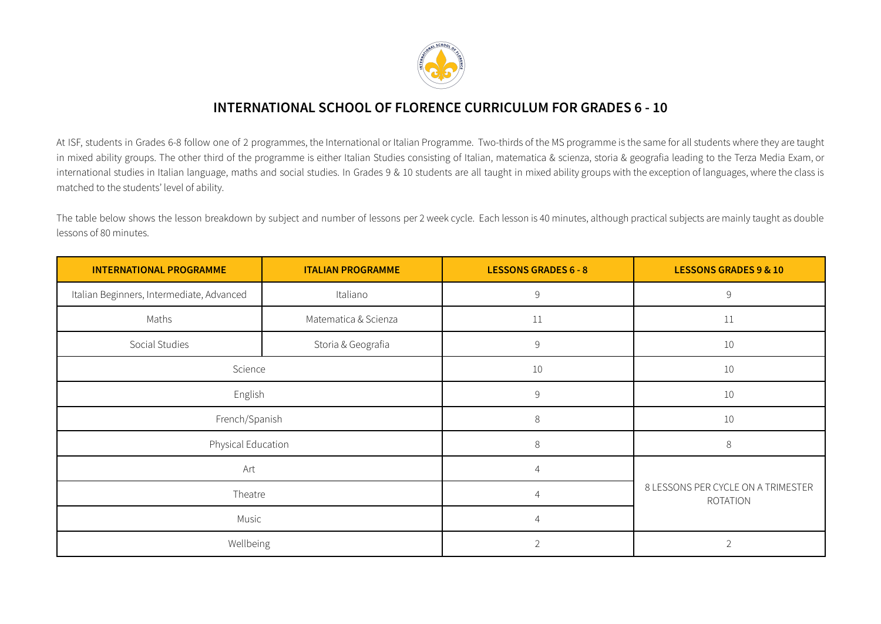# INTERNATIONAL SCHOOL OF FLORENCE CURRICULUM FOR GRADES 6 - 10

At ISF, students in Grades 6-8 follow one of 2 programmes, the International or Italian Programme. Two-thirds of the MS programme is the same for all students where they are taught in mixed ability groups. The other third of the programme is either Italian Studies consisting of Italian, matematica & scienza, storia & geografia leading to the Terza Media Exam, or international studies in Italian language, maths and social studies. In Grades 9 & 10 students are all taught in mixed ability groups with the exception of languages, where the class is matched to the students' level of ability.

The table below shows the lesson breakdown by subject and number of lessons per 2 week cycle. Each lesson is 40 minutes, although practical subjects are mainly taught as double lessons of 80 minutes.

| INTERNATIONAL PROGRAMME | ITALIAN PROGRAMME | LESSONS GRADES 6 - 8 | LESSONS GRADES 9 & 10 |
| --- | --- | --- | --- |
| Italian Beginners, Intermediate, Advanced | Italiano | 9 | 9 |
| Maths | Matematica & Scienza | 11 | 11 |
| Social Studies | Storia & Geografia | 9 | 10 |
| Science | | 10 | 10 |
| English | | 9 | 10 |
| French/Spanish | | 8 | 10 |
| Physical Education | | 8 | 8 |
| Art | | 4 | 8 LESSONS PER CYCLE ON A TRIMESTER ROTATION |
| Theatre | | 4 | |
| Music | | 4 | |
| Wellbeing | | 2 | 2 |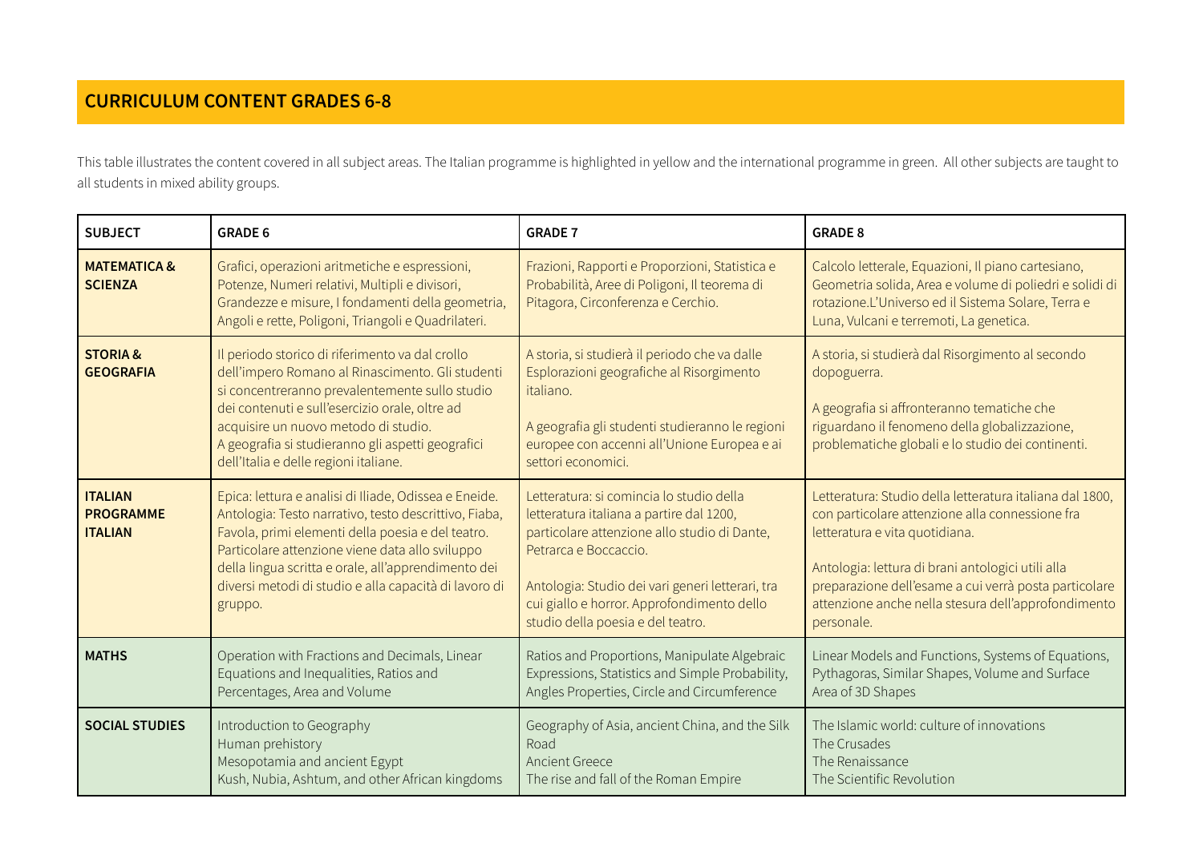## CURRICULUM CONTENT GRADES 6-8

This table illustrates the content covered in all subject areas. The Italian programme is highlighted in yellow and the international programme in green. All other subjects are taught to all students in mixed ability groups.

| SUBJECT | GRADE 6 | GRADE 7 | GRADE 8 |
|---|---|---|---|
| **MATEMATICA & SCIENZA** | Grafici, operazioni aritmetiche e espressioni, Potenze, Numeri relativi, Multipli e divisori, Grandezze e misure, I fondamenti della geometria, Angoli e rette, Poligoni, Triangoli e Quadrilateri. | Frazioni, Rapporti e Proporzioni, Statistica e Probabilità, Aree di Poligoni, Il teorema di Pitagora, Circonferenza e Cerchio. | Calcolo letterale, Equazioni, Il piano cartesiano, Geometria solida, Area e volume di poliedri e solidi di rotazione.L'Universo ed il Sistema Solare, Terra e Luna, Vulcani e terremoti, La genetica. |
| **STORIA & GEOGRAFIA** | Il periodo storico di riferimento va dal crollo dell'impero Romano al Rinascimento. Gli studenti si concentreranno prevalentemente sullo studio dei contenuti e sull'esercizio orale, oltre ad acquisire un nuovo metodo di studio.<br>A geografia si studieranno gli aspetti geografici dell'Italia e delle regioni italiane. | A storia, si studierà il periodo che va dalle Esplorazioni geografiche al Risorgimento italiano.<br><br>A geografia gli studenti studieranno le regioni europee con accenni all'Unione Europea e ai settori economici. | A storia, si studierà dal Risorgimento al secondo dopoguerra.<br><br>A geografia si affronteranno tematiche che riguardano il fenomeno della globalizzazione, problematiche globali e lo studio dei continenti. |
| **ITALIAN PROGRAMME ITALIAN** | Epica: lettura e analisi di Iliade, Odissea e Eneide. Antologia: Testo narrativo, testo descrittivo, Fiaba, Favola, primi elementi della poesia e del teatro. Particolare attenzione viene data allo sviluppo della lingua scritta e orale, all'apprendimento dei diversi metodi di studio e alla capacità di lavoro di gruppo. | Letteratura: si comincia lo studio della letteratura italiana a partire dal 1200, particolare attenzione allo studio di Dante, Petrarca e Boccaccio.<br><br>Antologia: Studio dei vari generi letterari, tra cui giallo e horror. Approfondimento dello studio della poesia e del teatro. | Letteratura: Studio della letteratura italiana dal 1800, con particolare attenzione alla connessione fra letteratura e vita quotidiana.<br><br>Antologia: lettura di brani antologici utili alla preparazione dell'esame a cui verrà posta particolare attenzione anche nella stesura dell'approfondimento personale. |
| **MATHS** | Operation with Fractions and Decimals, Linear Equations and Inequalities, Ratios and Percentages, Area and Volume | Ratios and Proportions, Manipulate Algebraic Expressions, Statistics and Simple Probability, Angles Properties, Circle and Circumference | Linear Models and Functions, Systems of Equations, Pythagoras, Similar Shapes, Volume and Surface Area of 3D Shapes |
| **SOCIAL STUDIES** | Introduction to Geography<br>Human prehistory<br>Mesopotamia and ancient Egypt<br>Kush, Nubia, Ashtum, and other African kingdoms | Geography of Asia, ancient China, and the Silk Road<br>Ancient Greece<br>The rise and fall of the Roman Empire | The Islamic world: culture of innovations<br>The Crusades<br>The Renaissance<br>The Scientific Revolution |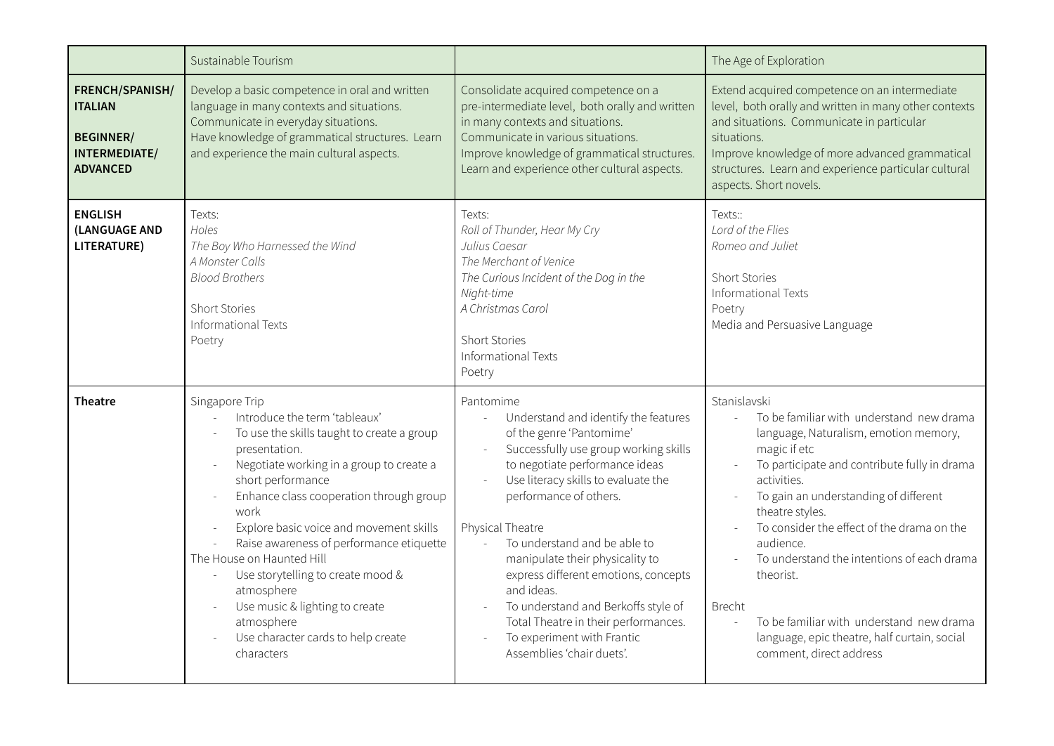| | Sustainable Tourism | | The Age of Exploration |
|---|---|---|---|
| **FRENCH/SPANISH/ ITALIAN**<br><br>**BEGINNER/ INTERMEDIATE/ ADVANCED** | Develop a basic competence in oral and written language in many contexts and situations.<br>Communicate in everyday situations.<br>Have knowledge of grammatical structures. Learn and experience the main cultural aspects. | Consolidate acquired competence on a pre-intermediate level, both orally and written in many contexts and situations.<br>Communicate in various situations.<br>Improve knowledge of grammatical structures.<br>Learn and experience other cultural aspects. | Extend acquired competence on an intermediate level, both orally and written in many other contexts and situations. Communicate in particular situations.<br>Improve knowledge of more advanced grammatical structures. Learn and experience particular cultural aspects. Short novels. |
| **ENGLISH (LANGUAGE AND LITERATURE)** | Texts:<br>*Holes*<br>*The Boy Who Harnessed the Wind*<br>*A Monster Calls*<br>*Blood Brothers*<br><br>Short Stories<br>Informational Texts<br>Poetry | Texts:<br>*Roll of Thunder, Hear My Cry*<br>*Julius Caesar*<br>*The Merchant of Venice*<br>*The Curious Incident of the Dog in the Night-time*<br>*A Christmas Carol*<br><br>Short Stories<br>Informational Texts<br>Poetry | Texts::<br>*Lord of the Flies*<br>*Romeo and Juliet*<br><br>Short Stories<br>Informational Texts<br>Poetry<br>Media and Persuasive Language |
| **Theatre** | Singapore Trip<br>- Introduce the term 'tableaux'<br>- To use the skills taught to create a group presentation.<br>- Negotiate working in a group to create a short performance<br>- Enhance class cooperation through group work<br>- Explore basic voice and movement skills<br>- Raise awareness of performance etiquette<br>The House on Haunted Hill<br>- Use storytelling to create mood & atmosphere<br>- Use music & lighting to create atmosphere<br>- Use character cards to help create characters | Pantomime<br>- Understand and identify the features of the genre 'Pantomime'<br>- Successfully use group working skills to negotiate performance ideas<br>- Use literacy skills to evaluate the performance of others.<br><br>Physical Theatre<br>- To understand and be able to manipulate their physicality to express different emotions, concepts and ideas.<br>- To understand and Berkoffs style of Total Theatre in their performances.<br>- To experiment with Frantic Assemblies 'chair duets'. | Stanislavski<br>- To be familiar with understand new drama language, Naturalism, emotion memory, magic if etc<br>- To participate and contribute fully in drama activities.<br>- To gain an understanding of different theatre styles.<br>- To consider the effect of the drama on the audience.<br>- To understand the intentions of each drama theorist.<br><br>Brecht<br>- To be familiar with understand new drama language, epic theatre, half curtain, social comment, direct address |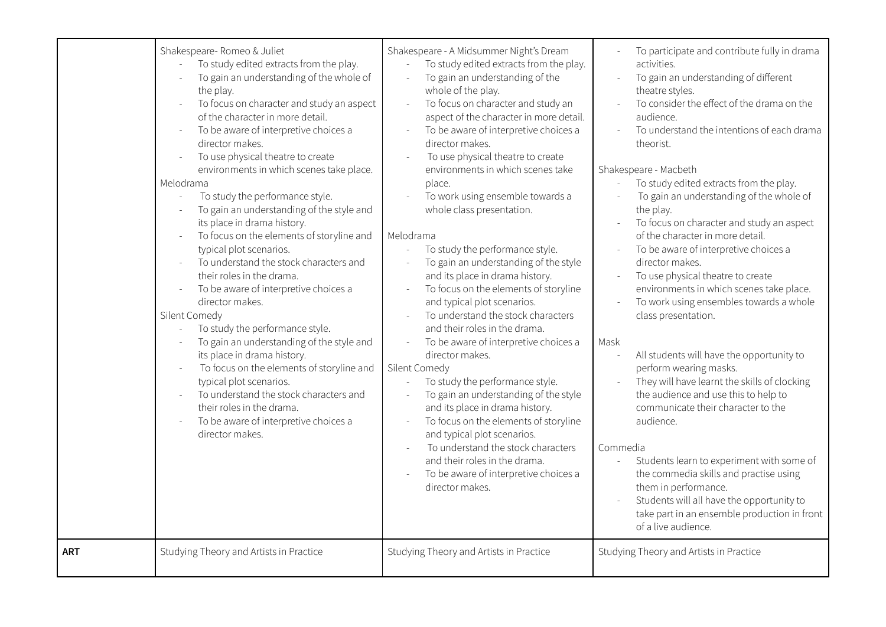| | | | |
|---|---|---|---|
| | Shakespeare- Romeo & Juliet<br>- To study edited extracts from the play.<br>- To gain an understanding of the whole of the play.<br>- To focus on character and study an aspect of the character in more detail.<br>- To be aware of interpretive choices a director makes.<br>- To use physical theatre to create environments in which scenes take place.<br>Melodrama<br>- To study the performance style.<br>- To gain an understanding of the style and its place in drama history.<br>- To focus on the elements of storyline and typical plot scenarios.<br>- To understand the stock characters and their roles in the drama.<br>- To be aware of interpretive choices a director makes.<br>Silent Comedy<br>- To study the performance style.<br>- To gain an understanding of the style and its place in drama history.<br>- To focus on the elements of storyline and typical plot scenarios.<br>- To understand the stock characters and their roles in the drama.<br>- To be aware of interpretive choices a director makes. | Shakespeare - A Midsummer Night's Dream<br>- To study edited extracts from the play.<br>- To gain an understanding of the whole of the play.<br>- To focus on character and study an aspect of the character in more detail.<br>- To be aware of interpretive choices a director makes.<br>- To use physical theatre to create environments in which scenes take place.<br>- To work using ensemble towards a whole class presentation.<br><br>Melodrama<br>- To study the performance style.<br>- To gain an understanding of the style and its place in drama history.<br>- To focus on the elements of storyline and typical plot scenarios.<br>- To understand the stock characters and their roles in the drama.<br>- To be aware of interpretive choices a director makes.<br>Silent Comedy<br>- To study the performance style.<br>- To gain an understanding of the style and its place in drama history.<br>- To focus on the elements of storyline and typical plot scenarios.<br>- To understand the stock characters and their roles in the drama.<br>- To be aware of interpretive choices a director makes. | - To participate and contribute fully in drama activities.<br>- To gain an understanding of different theatre styles.<br>- To consider the effect of the drama on the audience.<br>- To understand the intentions of each drama theorist.<br><br>Shakespeare - Macbeth<br>- To study edited extracts from the play.<br>- To gain an understanding of the whole of the play.<br>- To focus on character and study an aspect of the character in more detail.<br>- To be aware of interpretive choices a director makes.<br>- To use physical theatre to create environments in which scenes take place.<br>- To work using ensembles towards a whole class presentation.<br><br>Mask<br>- All students will have the opportunity to perform wearing masks.<br>- They will have learnt the skills of clocking the audience and use this to help to communicate their character to the audience.<br><br>Commedia<br>- Students learn to experiment with some of the commedia skills and practise using them in performance.<br>- Students will all have the opportunity to take part in an ensemble production in front of a live audience. |
| **ART** | Studying Theory and Artists in Practice | Studying Theory and Artists in Practice | Studying Theory and Artists in Practice |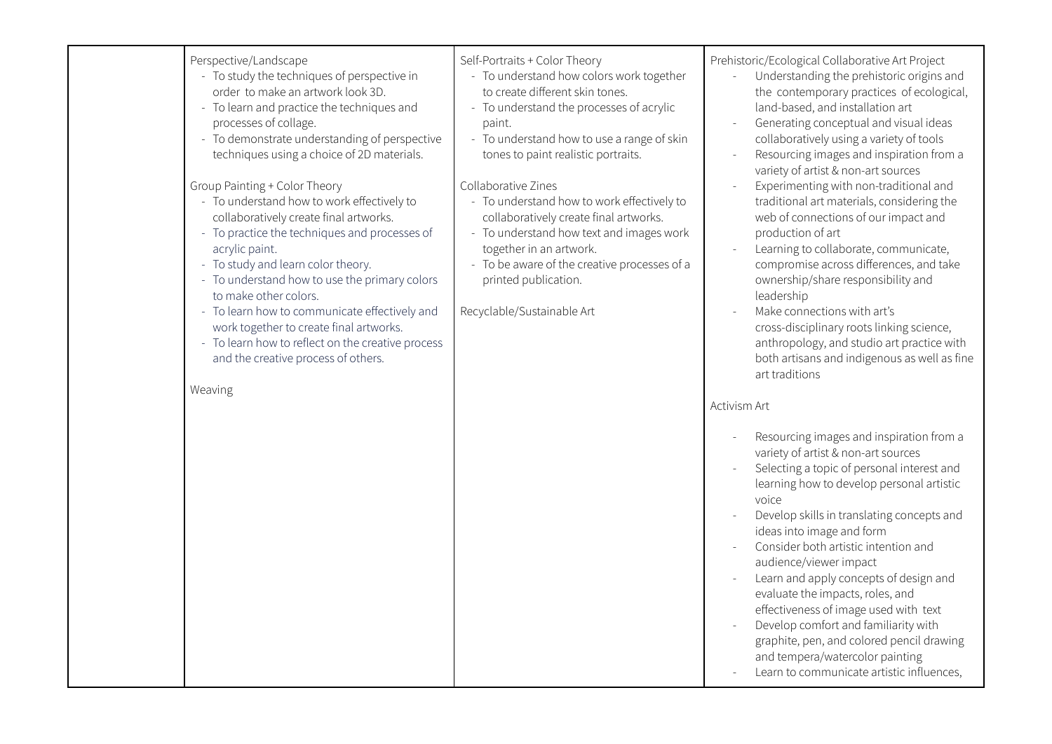| | | | |
|---|---|---|---|
| | Perspective/Landscape<br>- To study the techniques of perspective in order to make an artwork look 3D.<br>- To learn and practice the techniques and processes of collage.<br>- To demonstrate understanding of perspective techniques using a choice of 2D materials.<br><br>Group Painting + Color Theory<br>- To understand how to work effectively to collaboratively create final artworks.<br>- To practice the techniques and processes of acrylic paint.<br>- To study and learn color theory.<br>- To understand how to use the primary colors to make other colors.<br>- To learn how to communicate effectively and work together to create final artworks.<br>- To learn how to reflect on the creative process and the creative process of others.<br><br>Weaving | Self-Portraits + Color Theory<br>- To understand how colors work together to create different skin tones.<br>- To understand the processes of acrylic paint.<br>- To understand how to use a range of skin tones to paint realistic portraits.<br><br>Collaborative Zines<br>- To understand how to work effectively to collaboratively create final artworks.<br>- To understand how text and images work together in an artwork.<br>- To be aware of the creative processes of a printed publication.<br><br>Recyclable/Sustainable Art | Prehistoric/Ecological Collaborative Art Project<br>- Understanding the prehistoric origins and the contemporary practices of ecological, land-based, and installation art<br>- Generating conceptual and visual ideas collaboratively using a variety of tools<br>- Resourcing images and inspiration from a variety of artist & non-art sources<br>- Experimenting with non-traditional and traditional art materials, considering the web of connections of our impact and production of art<br>- Learning to collaborate, communicate, compromise across differences, and take ownership/share responsibility and leadership<br>- Make connections with art's cross-disciplinary roots linking science, anthropology, and studio art practice with both artisans and indigenous as well as fine art traditions<br><br>Activism Art<br>- Resourcing images and inspiration from a variety of artist & non-art sources<br>- Selecting a topic of personal interest and learning how to develop personal artistic voice<br>- Develop skills in translating concepts and ideas into image and form<br>- Consider both artistic intention and audience/viewer impact<br>- Learn and apply concepts of design and evaluate the impacts, roles, and effectiveness of image used with text<br>- Develop comfort and familiarity with graphite, pen, and colored pencil drawing and tempera/watercolor painting<br>- Learn to communicate artistic influences, |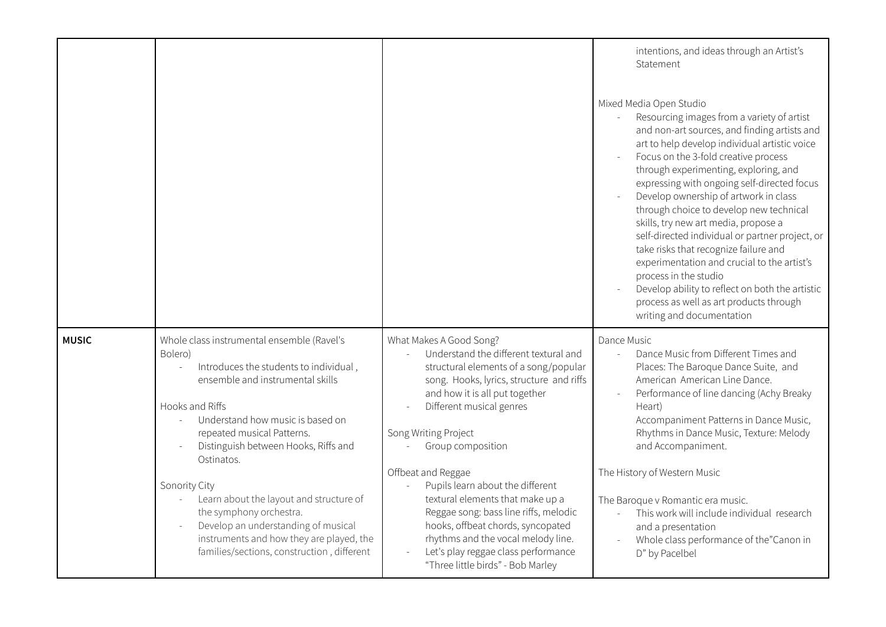| | | | |
|---|---|---|---|
| | | | intentions, and ideas through an Artist's Statement<br><br>Mixed Media Open Studio<br>- Resourcing images from a variety of artist and non-art sources, and finding artists and art to help develop individual artistic voice<br>- Focus on the 3-fold creative process through experimenting, exploring, and expressing with ongoing self-directed focus<br>- Develop ownership of artwork in class through choice to develop new technical skills, try new art media, propose a self-directed individual or partner project, or take risks that recognize failure and experimentation and crucial to the artist's process in the studio<br>- Develop ability to reflect on both the artistic process as well as art products through writing and documentation |
| **MUSIC** | Whole class instrumental ensemble (Ravel's Bolero)<br>- Introduces the students to individual , ensemble and instrumental skills<br><br>Hooks and Riffs<br>- Understand how music is based on repeated musical Patterns.<br>- Distinguish between Hooks, Riffs and Ostinatos.<br><br>Sonority City<br>- Learn about the layout and structure of the symphony orchestra.<br>- Develop an understanding of musical instruments and how they are played, the families/sections, construction , different | What Makes A Good Song?<br>- Understand the different textural and structural elements of a song/popular song. Hooks, lyrics, structure and riffs and how it is all put together<br>- Different musical genres<br><br>Song Writing Project<br>- Group composition<br><br>Offbeat and Reggae<br>- Pupils learn about the different textural elements that make up a Reggae song: bass line riffs, melodic hooks, offbeat chords, syncopated rhythms and the vocal melody line.<br>- Let's play reggae class performance "Three little birds" - Bob Marley | Dance Music<br>- Dance Music from Different Times and Places: The Baroque Dance Suite, and American American Line Dance.<br>- Performance of line dancing (Achy Breaky Heart)<br>Accompaniment Patterns in Dance Music, Rhythms in Dance Music, Texture: Melody and Accompaniment.<br><br>The History of Western Music<br><br>The Baroque v Romantic era music.<br>- This work will include individual research and a presentation<br>- Whole class performance of the"Canon in D" by Pacelbel |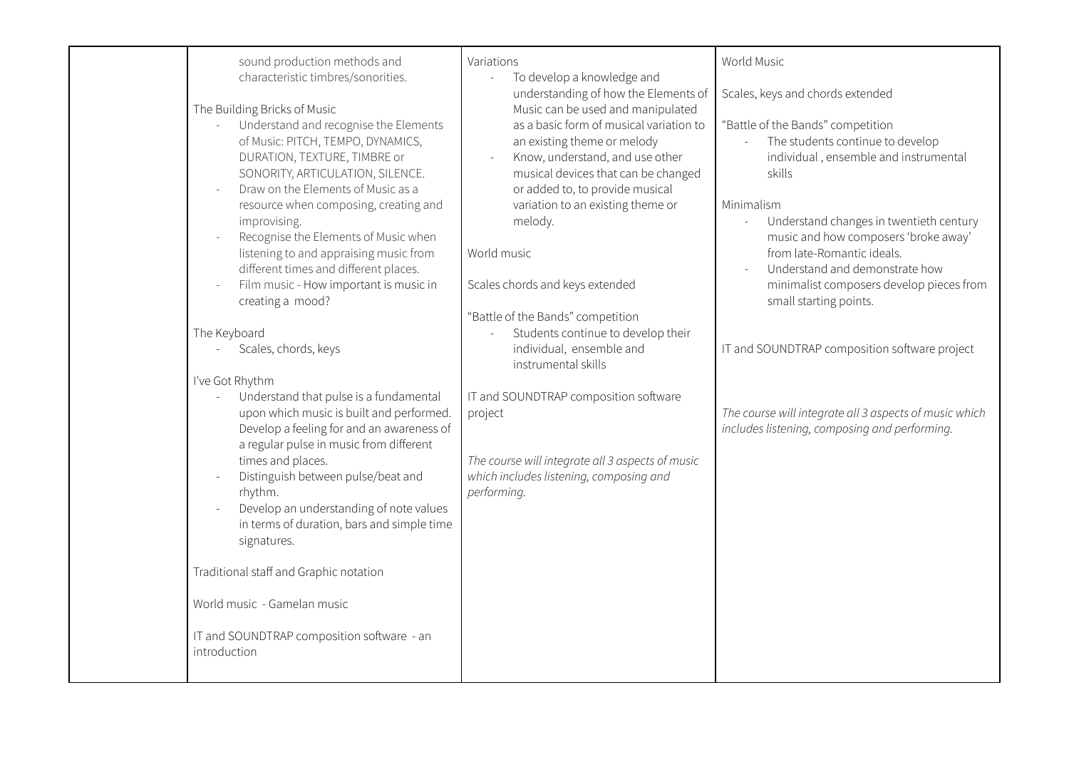| | | | |
|---|---|---|---|
| | sound production methods and characteristic timbres/sonorities.<br><br>The Building Bricks of Music<br>- Understand and recognise the Elements of Music: PITCH, TEMPO, DYNAMICS, DURATION, TEXTURE, TIMBRE or SONORITY, ARTICULATION, SILENCE.<br>- Draw on the Elements of Music as a resource when composing, creating and improvising.<br>- Recognise the Elements of Music when listening to and appraising music from different times and different places.<br>- Film music - How important is music in creating a mood?<br><br>The Keyboard<br>- Scales, chords, keys<br><br>I've Got Rhythm<br>- Understand that pulse is a fundamental upon which music is built and performed. Develop a feeling for and an awareness of a regular pulse in music from different times and places.<br>- Distinguish between pulse/beat and rhythm.<br>- Develop an understanding of note values in terms of duration, bars and simple time signatures.<br><br>Traditional staff and Graphic notation<br><br>World music - Gamelan music<br><br>IT and SOUNDTRAP composition software - an introduction | Variations<br>- To develop a knowledge and understanding of how the Elements of Music can be used and manipulated as a basic form of musical variation to an existing theme or melody<br>- Know, understand, and use other musical devices that can be changed or added to, to provide musical variation to an existing theme or melody.<br><br>World music<br><br>Scales chords and keys extended<br><br>"Battle of the Bands" competition<br>- Students continue to develop their individual, ensemble and instrumental skills<br><br>IT and SOUNDTRAP composition software project<br><br>*The course will integrate all 3 aspects of music which includes listening, composing and performing.* | World Music<br><br>Scales, keys and chords extended<br><br>"Battle of the Bands" competition<br>- The students continue to develop individual , ensemble and instrumental skills<br><br>Minimalism<br>- Understand changes in twentieth century music and how composers 'broke away' from late-Romantic ideals.<br>- Understand and demonstrate how minimalist composers develop pieces from small starting points.<br><br>IT and SOUNDTRAP composition software project<br><br>*The course will integrate all 3 aspects of music which includes listening, composing and performing.* |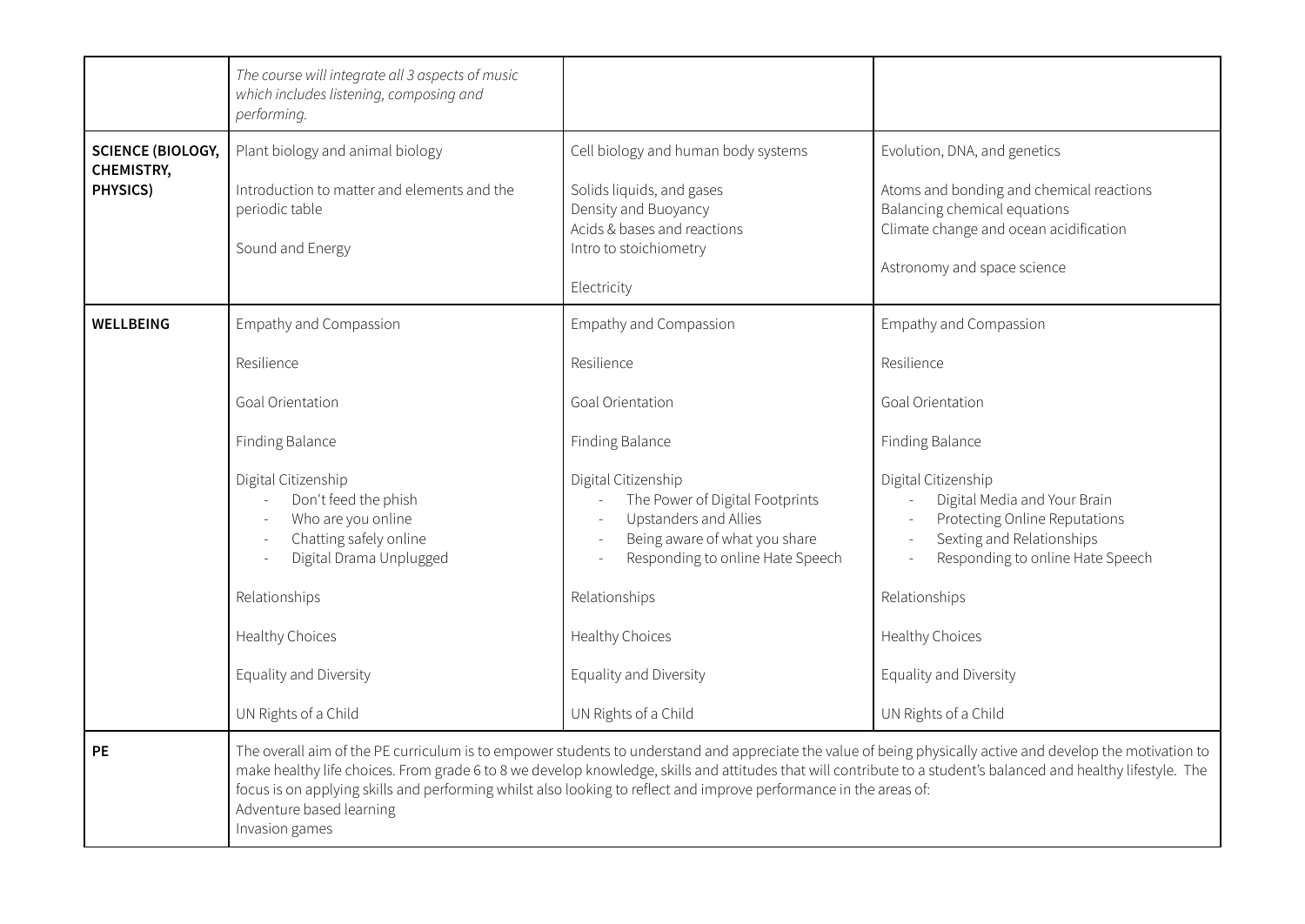| | | | |
|---|---|---|---|
| | *The course will integrate all 3 aspects of music which includes listening, composing and performing.* | | |
| **SCIENCE (BIOLOGY, CHEMISTRY, PHYSICS)** | Plant biology and animal biology<br><br>Introduction to matter and elements and the periodic table<br><br>Sound and Energy | Cell biology and human body systems<br><br>Solids liquids, and gases<br>Density and Buoyancy<br>Acids & bases and reactions<br>Intro to stoichiometry<br><br>Electricity | Evolution, DNA, and genetics<br><br>Atoms and bonding and chemical reactions<br>Balancing chemical equations<br>Climate change and ocean acidification<br><br>Astronomy and space science |
| **WELLBEING** | Empathy and Compassion<br><br>Resilience<br><br>Goal Orientation<br><br>Finding Balance<br><br>Digital Citizenship<br>- Don't feed the phish<br>- Who are you online<br>- Chatting safely online<br>- Digital Drama Unplugged<br><br>Relationships<br><br>Healthy Choices<br><br>Equality and Diversity<br><br>UN Rights of a Child | Empathy and Compassion<br><br>Resilience<br><br>Goal Orientation<br><br>Finding Balance<br><br>Digital Citizenship<br>- The Power of Digital Footprints<br>- Upstanders and Allies<br>- Being aware of what you share<br>- Responding to online Hate Speech<br><br>Relationships<br><br>Healthy Choices<br><br>Equality and Diversity<br><br>UN Rights of a Child | Empathy and Compassion<br><br>Resilience<br><br>Goal Orientation<br><br>Finding Balance<br><br>Digital Citizenship<br>- Digital Media and Your Brain<br>- Protecting Online Reputations<br>- Sexting and Relationships<br>- Responding to online Hate Speech<br><br>Relationships<br><br>Healthy Choices<br><br>Equality and Diversity<br><br>UN Rights of a Child |
| **PE** | The overall aim of the PE curriculum is to empower students to understand and appreciate the value of being physically active and develop the motivation to make healthy life choices. From grade 6 to 8 we develop knowledge, skills and attitudes that will contribute to a student's balanced and healthy lifestyle. The focus is on applying skills and performing whilst also looking to reflect and improve performance in the areas of:<br>Adventure based learning<br>Invasion games | | |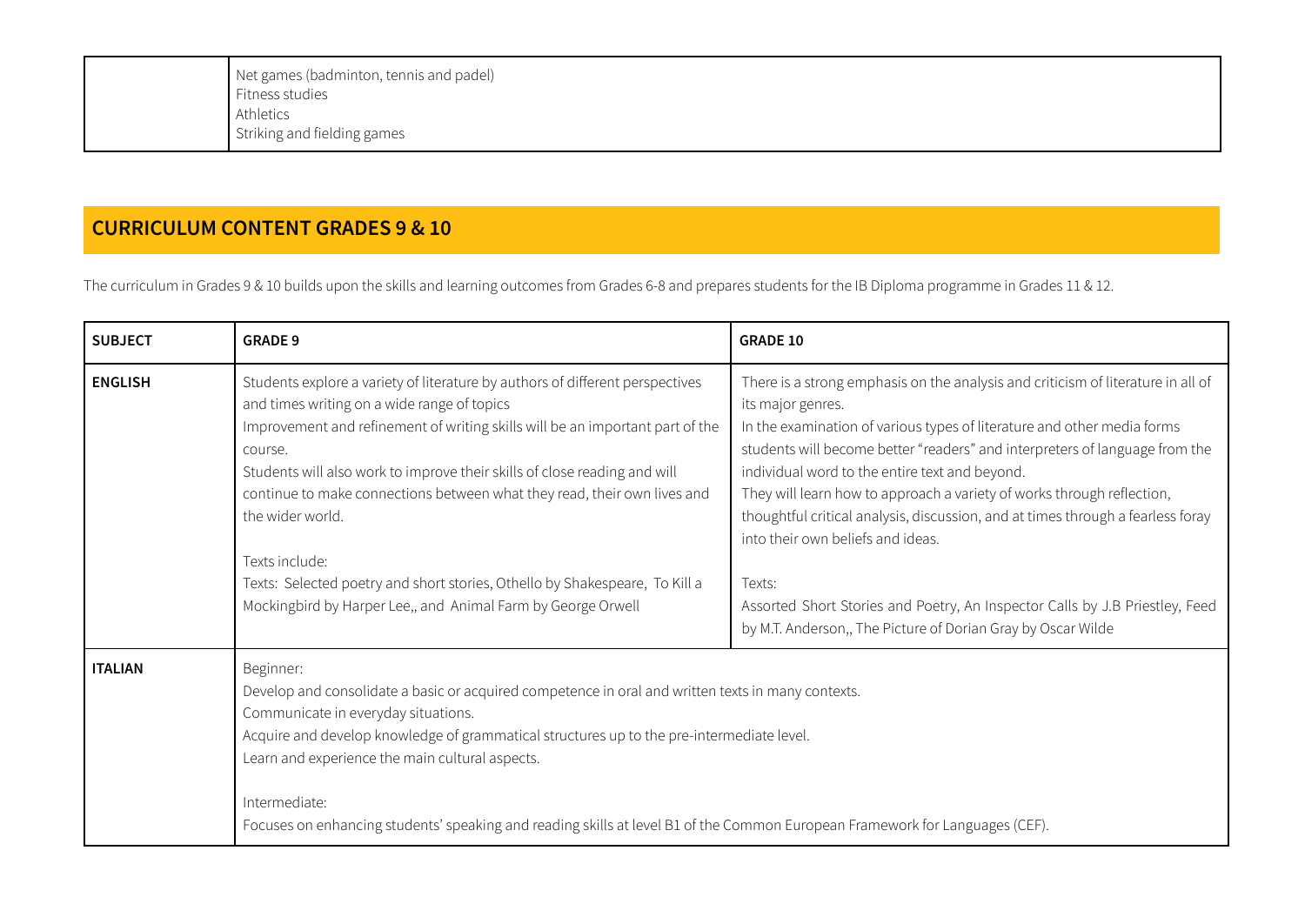| | |
|---|---|
| | Net games (badminton, tennis and padel)<br>Fitness studies<br>Athletics<br>Striking and fielding games |

## CURRICULUM CONTENT GRADES 9 & 10

The curriculum in Grades 9 & 10 builds upon the skills and learning outcomes from Grades 6-8 and prepares students for the IB Diploma programme in Grades 11 & 12.

| SUBJECT | GRADE 9 | GRADE 10 |
|---|---|---|
| **ENGLISH** | Students explore a variety of literature by authors of different perspectives and times writing on a wide range of topics<br>Improvement and refinement of writing skills will be an important part of the course.<br>Students will also work to improve their skills of close reading and will continue to make connections between what they read, their own lives and the wider world.<br><br>Texts include:<br>Texts: Selected poetry and short stories, Othello by Shakespeare, To Kill a Mockingbird by Harper Lee,, and Animal Farm by George Orwell | There is a strong emphasis on the analysis and criticism of literature in all of its major genres.<br>In the examination of various types of literature and other media forms students will become better "readers" and interpreters of language from the individual word to the entire text and beyond.<br>They will learn how to approach a variety of works through reflection, thoughtful critical analysis, discussion, and at times through a fearless foray into their own beliefs and ideas.<br><br>Texts:<br>Assorted Short Stories and Poetry, An Inspector Calls by J.B Priestley, Feed by M.T. Anderson,, The Picture of Dorian Gray by Oscar Wilde |
| **ITALIAN** | Beginner:<br>Develop and consolidate a basic or acquired competence in oral and written texts in many contexts.<br>Communicate in everyday situations.<br>Acquire and develop knowledge of grammatical structures up to the pre-intermediate level.<br>Learn and experience the main cultural aspects.<br><br>Intermediate:<br>Focuses on enhancing students' speaking and reading skills at level B1 of the Common European Framework for Languages (CEF). | |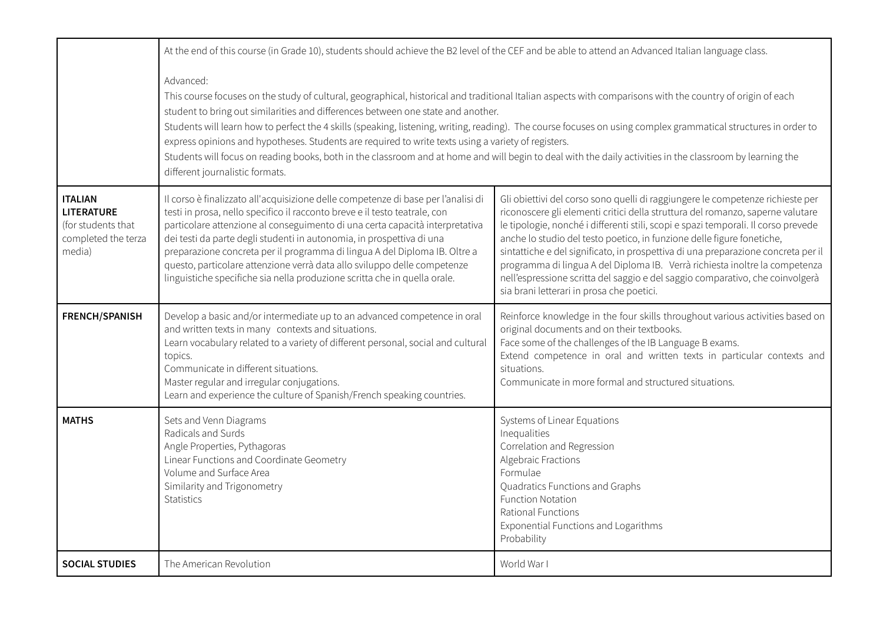| | | |
|---|---|---|
| | At the end of this course (in Grade 10), students should achieve the B2 level of the CEF and be able to attend an Advanced Italian language class.<br><br>Advanced:<br>This course focuses on the study of cultural, geographical, historical and traditional Italian aspects with comparisons with the country of origin of each student to bring out similarities and differences between one state and another.<br>Students will learn how to perfect the 4 skills (speaking, listening, writing, reading). The course focuses on using complex grammatical structures in order to express opinions and hypotheses. Students are required to write texts using a variety of registers.<br>Students will focus on reading books, both in the classroom and at home and will begin to deal with the daily activities in the classroom by learning the different journalistic formats. | |
| **ITALIAN LITERATURE** (for students that completed the terza media) | Il corso è finalizzato all'acquisizione delle competenze di base per l'analisi di testi in prosa, nello specifico il racconto breve e il testo teatrale, con particolare attenzione al conseguimento di una certa capacità interpretativa dei testi da parte degli studenti in autonomia, in prospettiva di una preparazione concreta per il programma di lingua A del Diploma IB. Oltre a questo, particolare attenzione verrà data allo sviluppo delle competenze linguistiche specifiche sia nella produzione scritta che in quella orale. | Gli obiettivi del corso sono quelli di raggiungere le competenze richieste per riconoscere gli elementi critici della struttura del romanzo, saperne valutare le tipologie, nonché i differenti stili, scopi e spazi temporali. Il corso prevede anche lo studio del testo poetico, in funzione delle figure fonetiche, sintattiche e del significato, in prospettiva di una preparazione concreta per il programma di lingua A del Diploma IB. Verrà richiesta inoltre la competenza nell'espressione scritta del saggio e del saggio comparativo, che coinvolgerà sia brani letterari in prosa che poetici. |
| **FRENCH/SPANISH** | Develop a basic and/or intermediate up to an advanced competence in oral and written texts in many contexts and situations.<br>Learn vocabulary related to a variety of different personal, social and cultural topics.<br>Communicate in different situations.<br>Master regular and irregular conjugations.<br>Learn and experience the culture of Spanish/French speaking countries. | Reinforce knowledge in the four skills throughout various activities based on original documents and on their textbooks.<br>Face some of the challenges of the IB Language B exams.<br>Extend competence in oral and written texts in particular contexts and situations.<br>Communicate in more formal and structured situations. |
| **MATHS** | Sets and Venn Diagrams<br>Radicals and Surds<br>Angle Properties, Pythagoras<br>Linear Functions and Coordinate Geometry<br>Volume and Surface Area<br>Similarity and Trigonometry<br>Statistics | Systems of Linear Equations<br>Inequalities<br>Correlation and Regression<br>Algebraic Fractions<br>Formulae<br>Quadratics Functions and Graphs<br>Function Notation<br>Rational Functions<br>Exponential Functions and Logarithms<br>Probability |
| **SOCIAL STUDIES** | The American Revolution | World War I |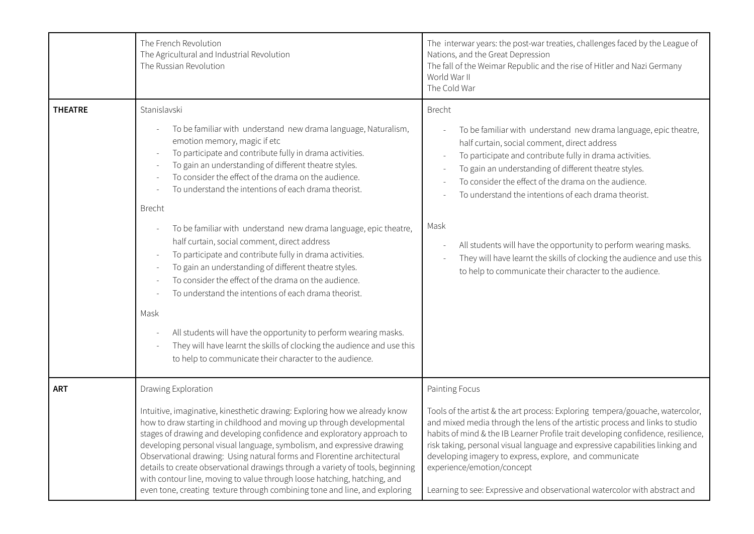| | The French Revolution<br>The Agricultural and Industrial Revolution<br>The Russian Revolution | The interwar years: the post-war treaties, challenges faced by the League of Nations, and the Great Depression<br>The fall of the Weimar Republic and the rise of Hitler and Nazi Germany<br>World War II<br>The Cold War |
|---|---|---|
| **THEATRE** | Stanislavski<br>- To be familiar with understand new drama language, Naturalism, emotion memory, magic if etc<br>- To participate and contribute fully in drama activities.<br>- To gain an understanding of different theatre styles.<br>- To consider the effect of the drama on the audience.<br>- To understand the intentions of each drama theorist.<br><br>Brecht<br>- To be familiar with understand new drama language, epic theatre, half curtain, social comment, direct address<br>- To participate and contribute fully in drama activities.<br>- To gain an understanding of different theatre styles.<br>- To consider the effect of the drama on the audience.<br>- To understand the intentions of each drama theorist.<br><br>Mask<br>- All students will have the opportunity to perform wearing masks.<br>- They will have learnt the skills of clocking the audience and use this to help to communicate their character to the audience. | Brecht<br>- To be familiar with understand new drama language, epic theatre, half curtain, social comment, direct address<br>- To participate and contribute fully in drama activities.<br>- To gain an understanding of different theatre styles.<br>- To consider the effect of the drama on the audience.<br>- To understand the intentions of each drama theorist.<br><br>Mask<br>- All students will have the opportunity to perform wearing masks.<br>- They will have learnt the skills of clocking the audience and use this to help to communicate their character to the audience. |
| **ART** | Drawing Exploration<br><br>Intuitive, imaginative, kinesthetic drawing: Exploring how we already know how to draw starting in childhood and moving up through developmental stages of drawing and developing confidence and exploratory approach to developing personal visual language, symbolism, and expressive drawing<br>Observational drawing: Using natural forms and Florentine architectural details to create observational drawings through a variety of tools, beginning with contour line, moving to value through loose hatching, hatching, and even tone, creating texture through combining tone and line, and exploring | Painting Focus<br><br>Tools of the artist & the art process: Exploring tempera/gouache, watercolor, and mixed media through the lens of the artistic process and links to studio habits of mind & the IB Learner Profile trait developing confidence, resilience, risk taking, personal visual language and expressive capabilities linking and developing imagery to express, explore, and communicate experience/emotion/concept<br><br>Learning to see: Expressive and observational watercolor with abstract and |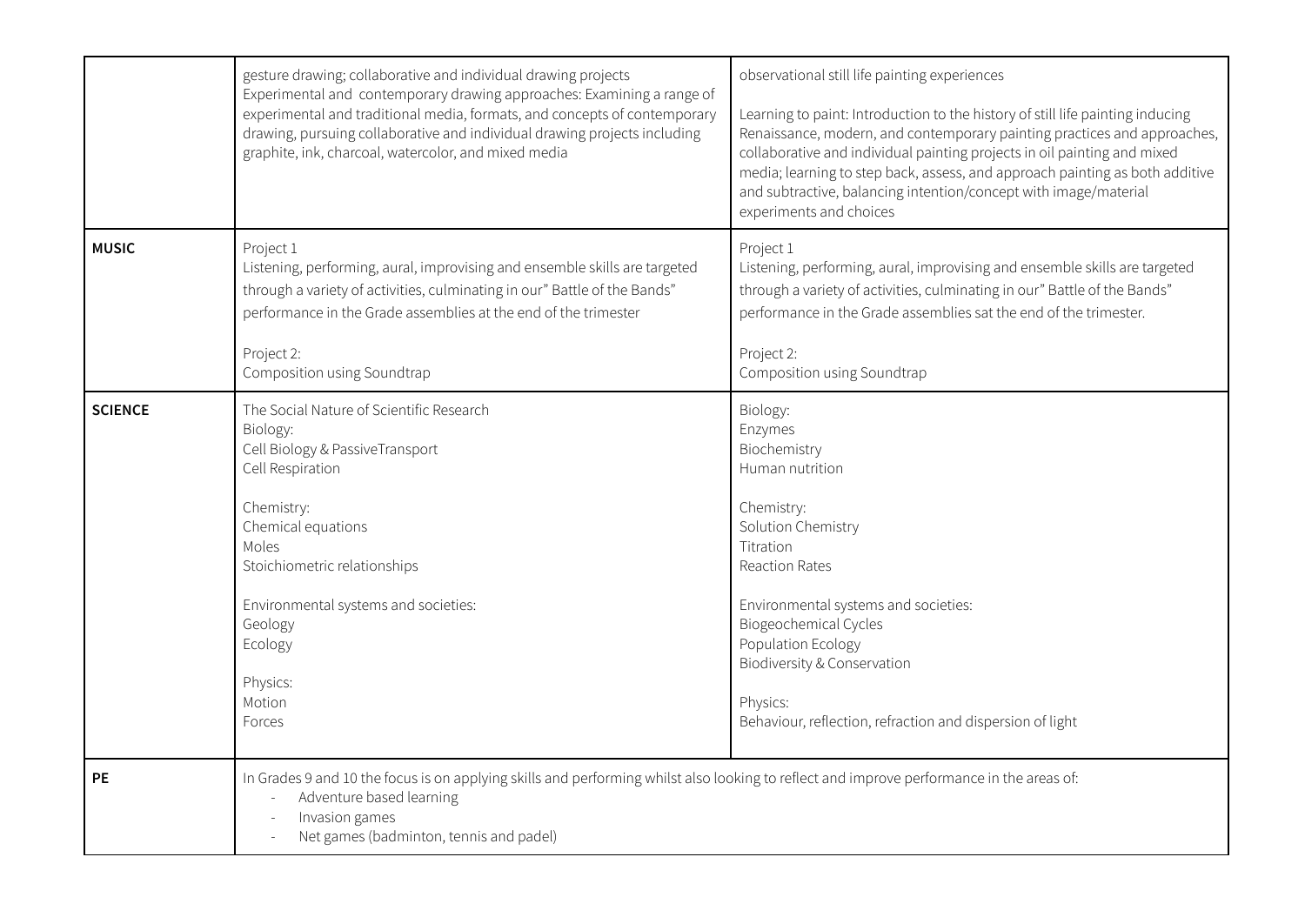| | | |
|---|---|---|
| | gesture drawing; collaborative and individual drawing projects<br>Experimental and contemporary drawing approaches: Examining a range of experimental and traditional media, formats, and concepts of contemporary drawing, pursuing collaborative and individual drawing projects including graphite, ink, charcoal, watercolor, and mixed media | observational still life painting experiences<br><br>Learning to paint: Introduction to the history of still life painting inducing Renaissance, modern, and contemporary painting practices and approaches, collaborative and individual painting projects in oil painting and mixed media; learning to step back, assess, and approach painting as both additive and subtractive, balancing intention/concept with image/material experiments and choices |
| **MUSIC** | Project 1<br>Listening, performing, aural, improvising and ensemble skills are targeted through a variety of activities, culminating in our" Battle of the Bands" performance in the Grade assemblies at the end of the trimester<br><br>Project 2:<br>Composition using Soundtrap | Project 1<br>Listening, performing, aural, improvising and ensemble skills are targeted through a variety of activities, culminating in our" Battle of the Bands" performance in the Grade assemblies sat the end of the trimester.<br><br>Project 2:<br>Composition using Soundtrap |
| **SCIENCE** | The Social Nature of Scientific Research<br>Biology:<br>Cell Biology & PassiveTransport<br>Cell Respiration<br><br>Chemistry:<br>Chemical equations<br>Moles<br>Stoichiometric relationships<br><br>Environmental systems and societies:<br>Geology<br>Ecology<br><br>Physics:<br>Motion<br>Forces | Biology:<br>Enzymes<br>Biochemistry<br>Human nutrition<br><br>Chemistry:<br>Solution Chemistry<br>Titration<br>Reaction Rates<br><br>Environmental systems and societies:<br>Biogeochemical Cycles<br>Population Ecology<br>Biodiversity & Conservation<br><br>Physics:<br>Behaviour, reflection, refraction and dispersion of light |
| **PE** | In Grades 9 and 10 the focus is on applying skills and performing whilst also looking to reflect and improve performance in the areas of:<br>- Adventure based learning<br>- Invasion games<br>- Net games (badminton, tennis and padel) | |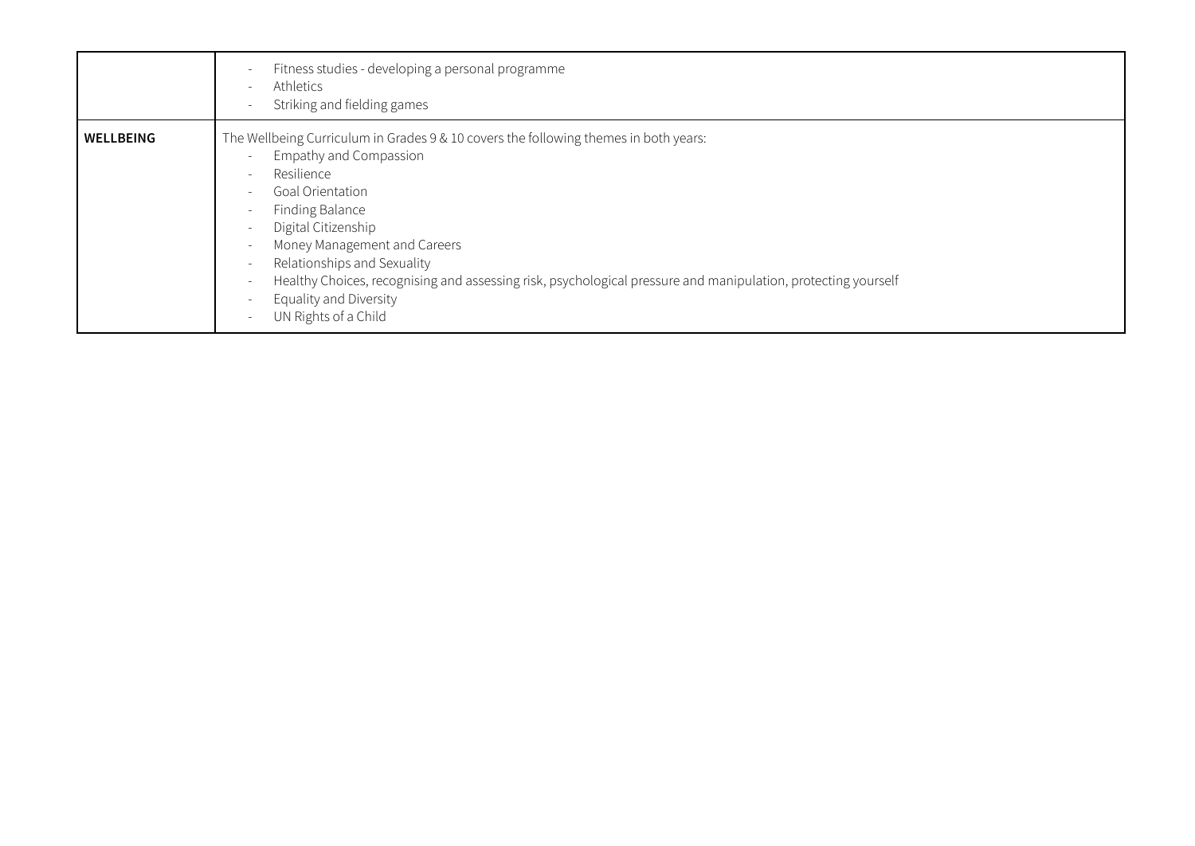| | |
|---|---|
| | - Fitness studies - developing a personal programme<br>- Athletics<br>- Striking and fielding games |
| **WELLBEING** | The Wellbeing Curriculum in Grades 9 & 10 covers the following themes in both years:<br>- Empathy and Compassion<br>- Resilience<br>- Goal Orientation<br>- Finding Balance<br>- Digital Citizenship<br>- Money Management and Careers<br>- Relationships and Sexuality<br>- Healthy Choices, recognising and assessing risk, psychological pressure and manipulation, protecting yourself<br>- Equality and Diversity<br>- UN Rights of a Child |